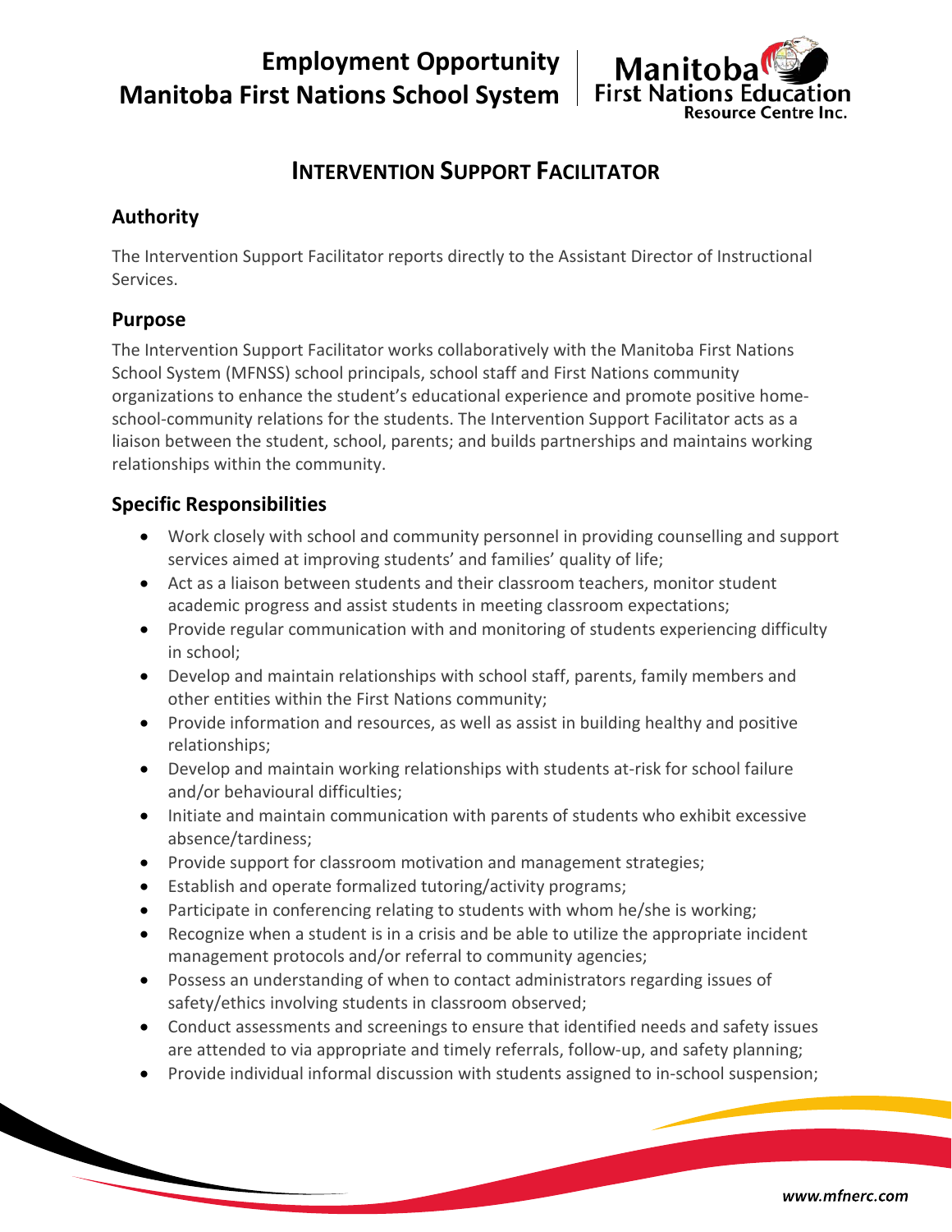# Employment Opportunity
# Manitoba First Nations School System

Manitoba First Nations Education Resource Centre Inc.

## INTERVENTION SUPPORT FACILITATOR

### Authority

The Intervention Support Facilitator reports directly to the Assistant Director of Instructional Services.

### Purpose

The Intervention Support Facilitator works collaboratively with the Manitoba First Nations School System (MFNSS) school principals, school staff and First Nations community organizations to enhance the student's educational experience and promote positive home-school-community relations for the students. The Intervention Support Facilitator acts as a liaison between the student, school, parents; and builds partnerships and maintains working relationships within the community.

### Specific Responsibilities

- Work closely with school and community personnel in providing counselling and support services aimed at improving students' and families' quality of life;
- Act as a liaison between students and their classroom teachers, monitor student academic progress and assist students in meeting classroom expectations;
- Provide regular communication with and monitoring of students experiencing difficulty in school;
- Develop and maintain relationships with school staff, parents, family members and other entities within the First Nations community;
- Provide information and resources, as well as assist in building healthy and positive relationships;
- Develop and maintain working relationships with students at-risk for school failure and/or behavioural difficulties;
- Initiate and maintain communication with parents of students who exhibit excessive absence/tardiness;
- Provide support for classroom motivation and management strategies;
- Establish and operate formalized tutoring/activity programs;
- Participate in conferencing relating to students with whom he/she is working;
- Recognize when a student is in a crisis and be able to utilize the appropriate incident management protocols and/or referral to community agencies;
- Possess an understanding of when to contact administrators regarding issues of safety/ethics involving students in classroom observed;
- Conduct assessments and screenings to ensure that identified needs and safety issues are attended to via appropriate and timely referrals, follow-up, and safety planning;
- Provide individual informal discussion with students assigned to in-school suspension;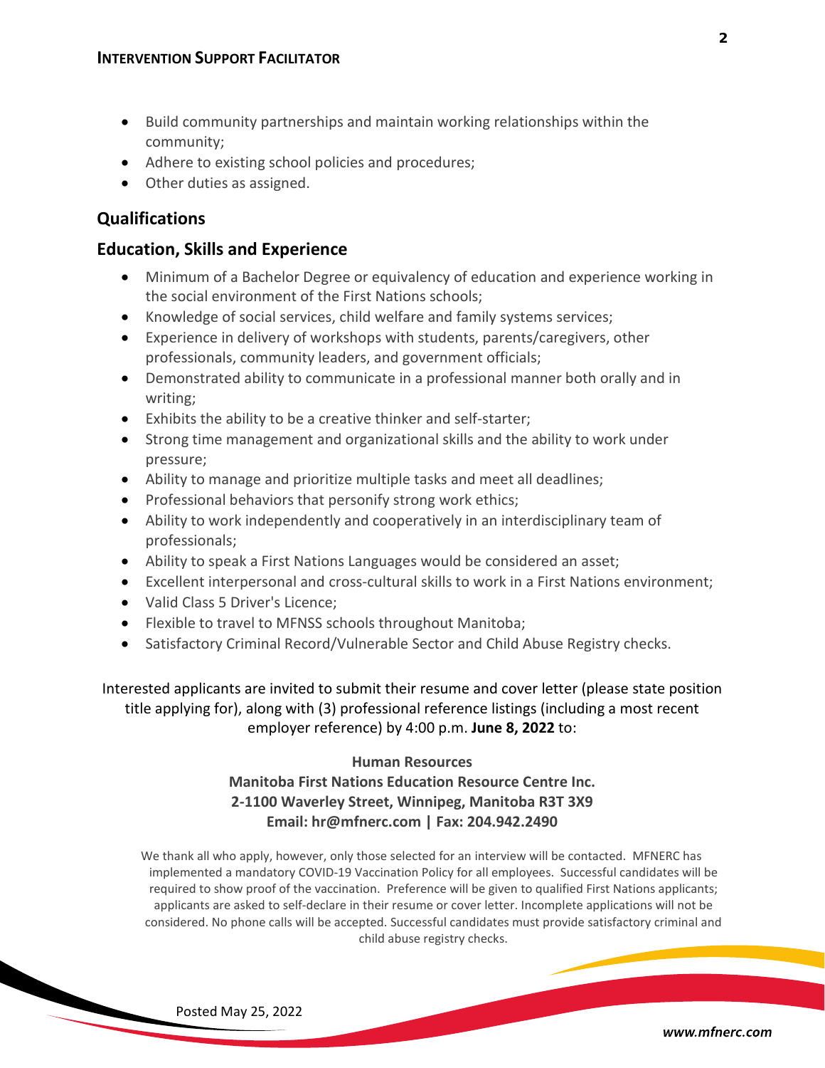- Build community partnerships and maintain working relationships within the community;
- Adhere to existing school policies and procedures;
- Other duties as assigned.

## Qualifications

## Education, Skills and Experience

- Minimum of a Bachelor Degree or equivalency of education and experience working in the social environment of the First Nations schools;
- Knowledge of social services, child welfare and family systems services;
- Experience in delivery of workshops with students, parents/caregivers, other professionals, community leaders, and government officials;
- Demonstrated ability to communicate in a professional manner both orally and in writing;
- Exhibits the ability to be a creative thinker and self-starter;
- Strong time management and organizational skills and the ability to work under pressure;
- Ability to manage and prioritize multiple tasks and meet all deadlines;
- Professional behaviors that personify strong work ethics;
- Ability to work independently and cooperatively in an interdisciplinary team of professionals;
- Ability to speak a First Nations Languages would be considered an asset;
- Excellent interpersonal and cross-cultural skills to work in a First Nations environment;
- Valid Class 5 Driver's Licence;
- Flexible to travel to MFNSS schools throughout Manitoba;
- Satisfactory Criminal Record/Vulnerable Sector and Child Abuse Registry checks.

Interested applicants are invited to submit their resume and cover letter (please state position title applying for), along with (3) professional reference listings (including a most recent employer reference) by 4:00 p.m. **June 8, 2022** to:

**Human Resources**
**Manitoba First Nations Education Resource Centre Inc.**
**2-1100 Waverley Street, Winnipeg, Manitoba R3T 3X9**
**Email: hr@mfnerc.com | Fax: 204.942.2490**

We thank all who apply, however, only those selected for an interview will be contacted. MFNERC has implemented a mandatory COVID-19 Vaccination Policy for all employees. Successful candidates will be required to show proof of the vaccination. Preference will be given to qualified First Nations applicants; applicants are asked to self-declare in their resume or cover letter. Incomplete applications will not be considered. No phone calls will be accepted. Successful candidates must provide satisfactory criminal and child abuse registry checks.

Posted May 25, 2022